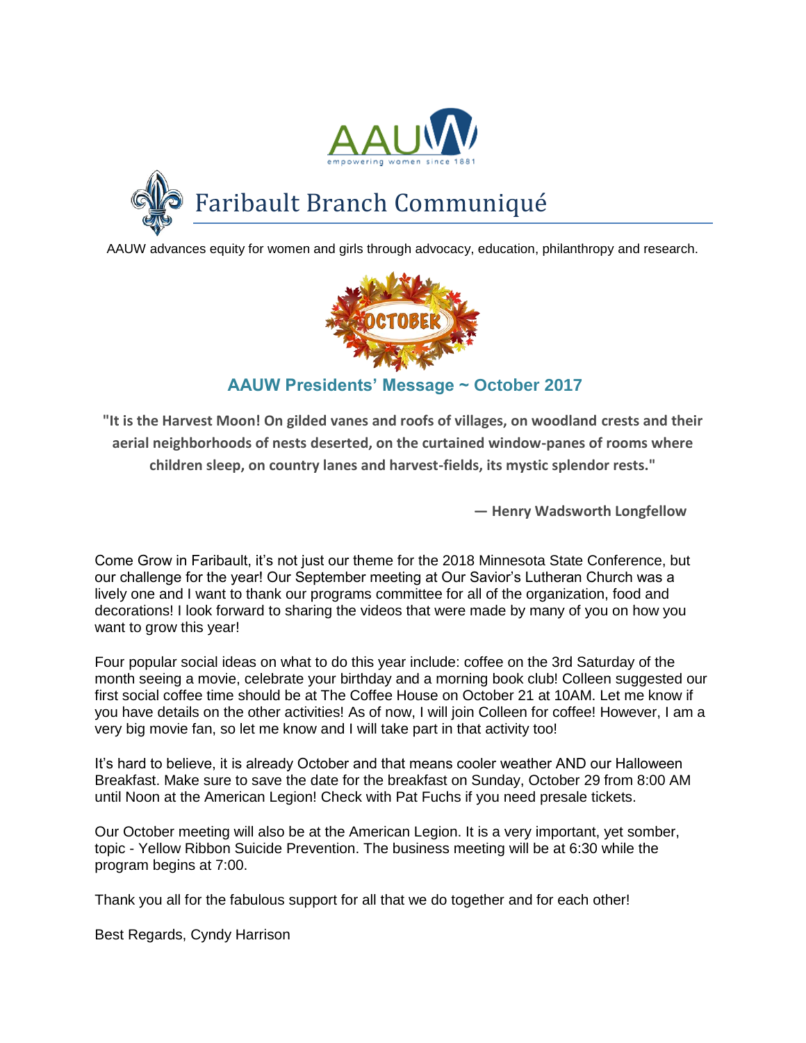AAUW
empowering women since 1881

# Faribault Branch Communiqué

AAUW advances equity for women and girls through advocacy, education, philanthropy and research.

OCTOBER

## AAUW Presidents' Message ~ October 2017

**"It is the Harvest Moon! On gilded vanes and roofs of villages, on woodland crests and their aerial neighborhoods of nests deserted, on the curtained window-panes of rooms where children sleep, on country lanes and harvest-fields, its mystic splendor rests."**

**— Henry Wadsworth Longfellow**

Come Grow in Faribault, it's not just our theme for the 2018 Minnesota State Conference, but our challenge for the year! Our September meeting at Our Savior's Lutheran Church was a lively one and I want to thank our programs committee for all of the organization, food and decorations! I look forward to sharing the videos that were made by many of you on how you want to grow this year!

Four popular social ideas on what to do this year include: coffee on the 3rd Saturday of the month seeing a movie, celebrate your birthday and a morning book club! Colleen suggested our first social coffee time should be at The Coffee House on October 21 at 10AM. Let me know if you have details on the other activities! As of now, I will join Colleen for coffee! However, I am a very big movie fan, so let me know and I will take part in that activity too!

It's hard to believe, it is already October and that means cooler weather AND our Halloween Breakfast. Make sure to save the date for the breakfast on Sunday, October 29 from 8:00 AM until Noon at the American Legion! Check with Pat Fuchs if you need presale tickets.

Our October meeting will also be at the American Legion. It is a very important, yet somber, topic - Yellow Ribbon Suicide Prevention. The business meeting will be at 6:30 while the program begins at 7:00.

Thank you all for the fabulous support for all that we do together and for each other!

Best Regards, Cyndy Harrison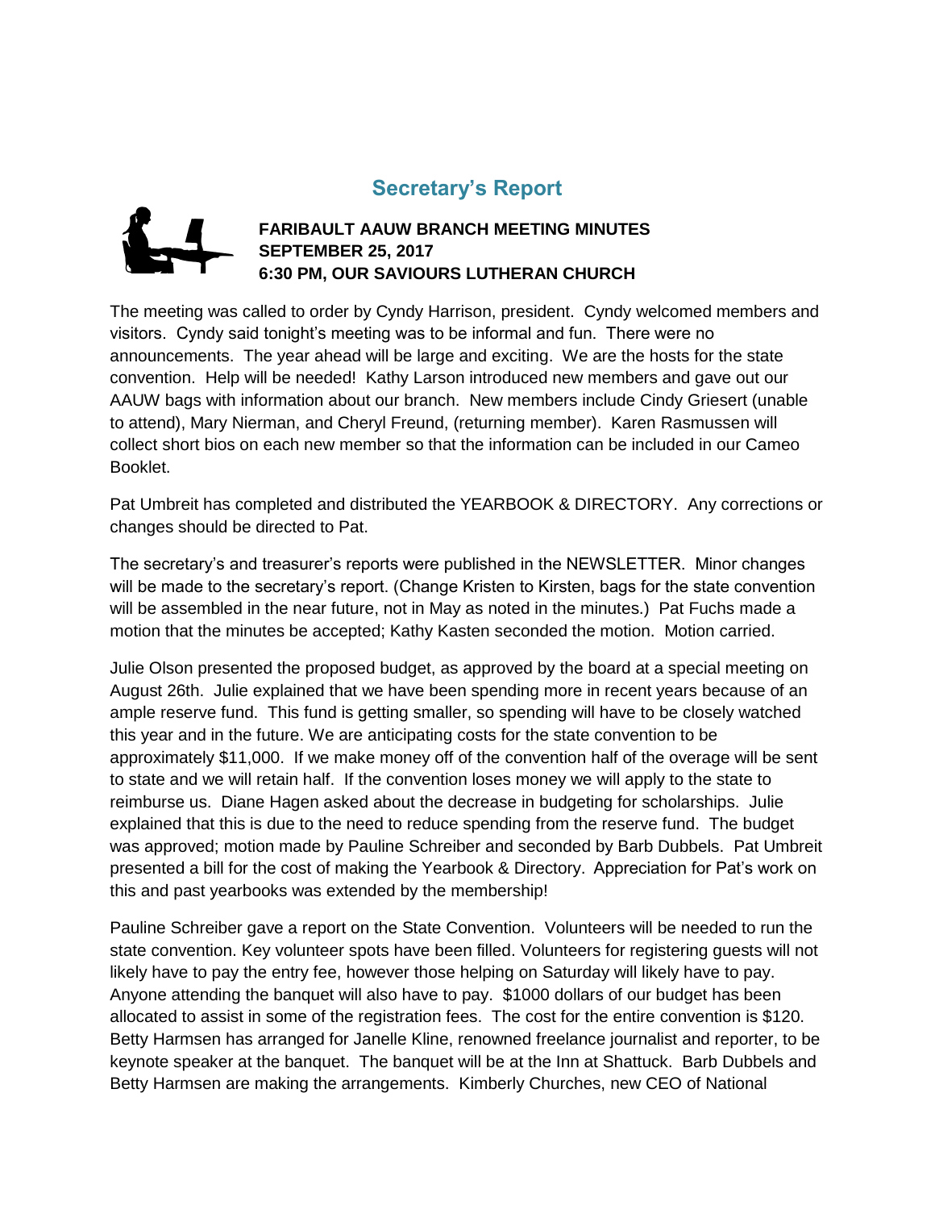## Secretary's Report

**FARIBAULT AAUW BRANCH MEETING MINUTES**
**SEPTEMBER 25, 2017**
**6:30 PM, OUR SAVIOURS LUTHERAN CHURCH**

The meeting was called to order by Cyndy Harrison, president. Cyndy welcomed members and visitors. Cyndy said tonight's meeting was to be informal and fun. There were no announcements. The year ahead will be large and exciting. We are the hosts for the state convention. Help will be needed! Kathy Larson introduced new members and gave out our AAUW bags with information about our branch. New members include Cindy Griesert (unable to attend), Mary Nierman, and Cheryl Freund, (returning member). Karen Rasmussen will collect short bios on each new member so that the information can be included in our Cameo Booklet.

Pat Umbreit has completed and distributed the YEARBOOK & DIRECTORY. Any corrections or changes should be directed to Pat.

The secretary's and treasurer's reports were published in the NEWSLETTER. Minor changes will be made to the secretary's report. (Change Kristen to Kirsten, bags for the state convention will be assembled in the near future, not in May as noted in the minutes.) Pat Fuchs made a motion that the minutes be accepted; Kathy Kasten seconded the motion. Motion carried.

Julie Olson presented the proposed budget, as approved by the board at a special meeting on August 26th. Julie explained that we have been spending more in recent years because of an ample reserve fund. This fund is getting smaller, so spending will have to be closely watched this year and in the future. We are anticipating costs for the state convention to be approximately $11,000. If we make money off of the convention half of the overage will be sent to state and we will retain half. If the convention loses money we will apply to the state to reimburse us. Diane Hagen asked about the decrease in budgeting for scholarships. Julie explained that this is due to the need to reduce spending from the reserve fund. The budget was approved; motion made by Pauline Schreiber and seconded by Barb Dubbels. Pat Umbreit presented a bill for the cost of making the Yearbook & Directory. Appreciation for Pat's work on this and past yearbooks was extended by the membership!

Pauline Schreiber gave a report on the State Convention. Volunteers will be needed to run the state convention. Key volunteer spots have been filled. Volunteers for registering guests will not likely have to pay the entry fee, however those helping on Saturday will likely have to pay. Anyone attending the banquet will also have to pay. $1000 dollars of our budget has been allocated to assist in some of the registration fees. The cost for the entire convention is $120. Betty Harmsen has arranged for Janelle Kline, renowned freelance journalist and reporter, to be keynote speaker at the banquet. The banquet will be at the Inn at Shattuck. Barb Dubbels and Betty Harmsen are making the arrangements. Kimberly Churches, new CEO of National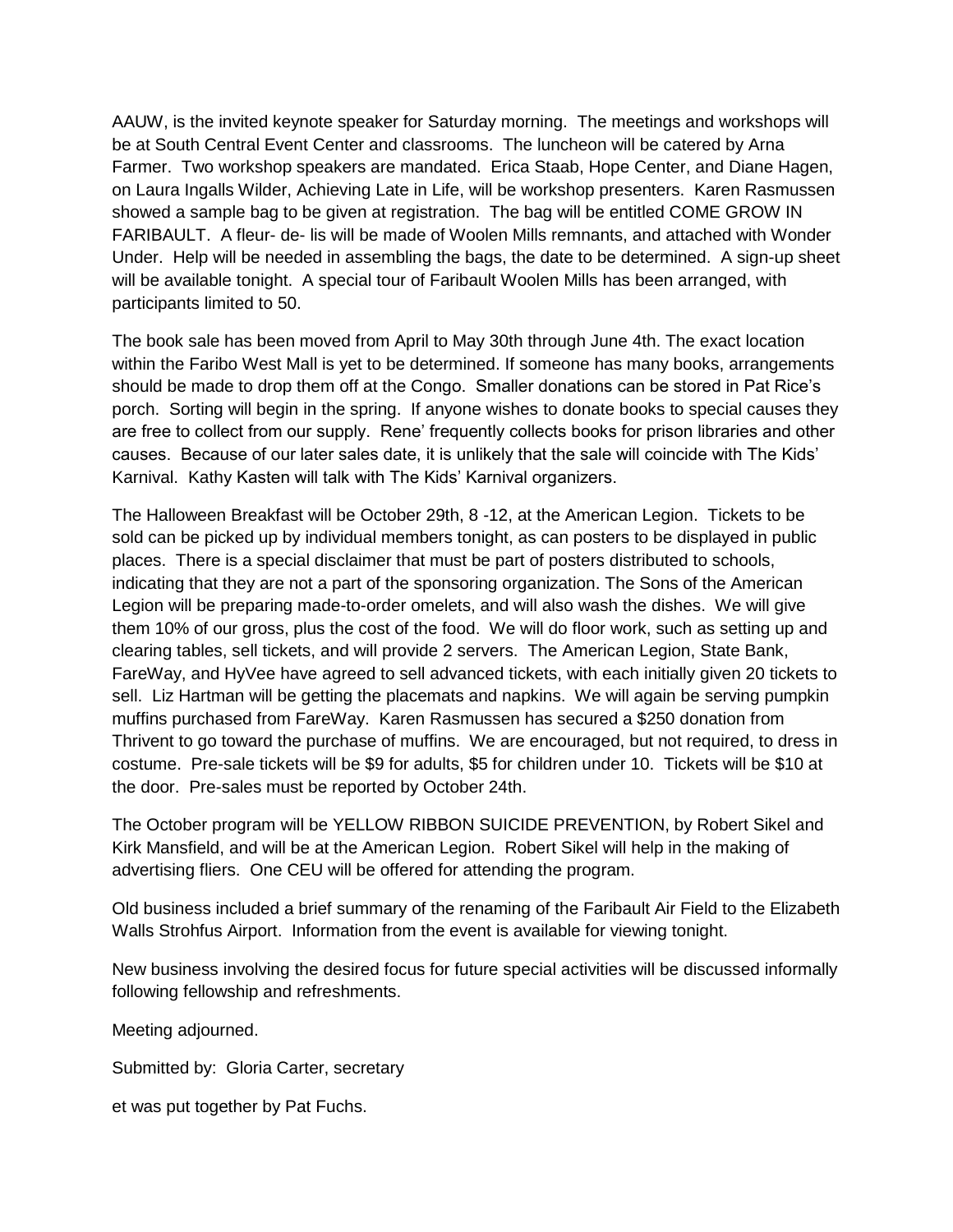AAUW, is the invited keynote speaker for Saturday morning. The meetings and workshops will be at South Central Event Center and classrooms. The luncheon will be catered by Arna Farmer. Two workshop speakers are mandated. Erica Staab, Hope Center, and Diane Hagen, on Laura Ingalls Wilder, Achieving Late in Life, will be workshop presenters. Karen Rasmussen showed a sample bag to be given at registration. The bag will be entitled COME GROW IN FARIBAULT. A fleur- de- lis will be made of Woolen Mills remnants, and attached with Wonder Under. Help will be needed in assembling the bags, the date to be determined. A sign-up sheet will be available tonight. A special tour of Faribault Woolen Mills has been arranged, with participants limited to 50.

The book sale has been moved from April to May 30th through June 4th. The exact location within the Faribo West Mall is yet to be determined. If someone has many books, arrangements should be made to drop them off at the Congo. Smaller donations can be stored in Pat Rice's porch. Sorting will begin in the spring. If anyone wishes to donate books to special causes they are free to collect from our supply. Rene' frequently collects books for prison libraries and other causes. Because of our later sales date, it is unlikely that the sale will coincide with The Kids' Karnival. Kathy Kasten will talk with The Kids' Karnival organizers.

The Halloween Breakfast will be October 29th, 8 -12, at the American Legion. Tickets to be sold can be picked up by individual members tonight, as can posters to be displayed in public places. There is a special disclaimer that must be part of posters distributed to schools, indicating that they are not a part of the sponsoring organization. The Sons of the American Legion will be preparing made-to-order omelets, and will also wash the dishes. We will give them 10% of our gross, plus the cost of the food. We will do floor work, such as setting up and clearing tables, sell tickets, and will provide 2 servers. The American Legion, State Bank, FareWay, and HyVee have agreed to sell advanced tickets, with each initially given 20 tickets to sell. Liz Hartman will be getting the placemats and napkins. We will again be serving pumpkin muffins purchased from FareWay. Karen Rasmussen has secured a $250 donation from Thrivent to go toward the purchase of muffins. We are encouraged, but not required, to dress in costume. Pre-sale tickets will be $9 for adults, $5 for children under 10. Tickets will be $10 at the door. Pre-sales must be reported by October 24th.

The October program will be YELLOW RIBBON SUICIDE PREVENTION, by Robert Sikel and Kirk Mansfield, and will be at the American Legion. Robert Sikel will help in the making of advertising fliers. One CEU will be offered for attending the program.

Old business included a brief summary of the renaming of the Faribault Air Field to the Elizabeth Walls Strohfus Airport. Information from the event is available for viewing tonight.

New business involving the desired focus for future special activities will be discussed informally following fellowship and refreshments.

Meeting adjourned.

Submitted by: Gloria Carter, secretary

et was put together by Pat Fuchs.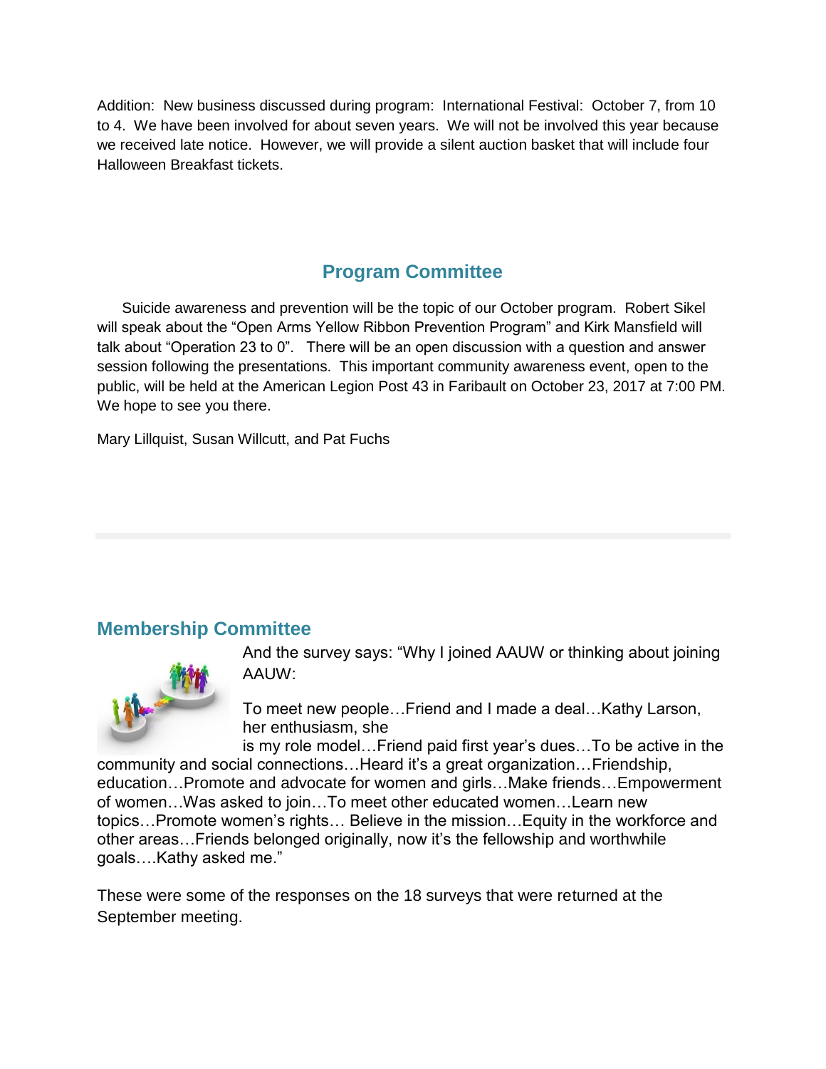Addition: New business discussed during program: International Festival: October 7, from 10 to 4. We have been involved for about seven years. We will not be involved this year because we received late notice. However, we will provide a silent auction basket that will include four Halloween Breakfast tickets.

## Program Committee

Suicide awareness and prevention will be the topic of our October program. Robert Sikel will speak about the "Open Arms Yellow Ribbon Prevention Program" and Kirk Mansfield will talk about "Operation 23 to 0". There will be an open discussion with a question and answer session following the presentations. This important community awareness event, open to the public, will be held at the American Legion Post 43 in Faribault on October 23, 2017 at 7:00 PM. We hope to see you there.

Mary Lillquist, Susan Willcutt, and Pat Fuchs

---

## Membership Committee

And the survey says: "Why I joined AAUW or thinking about joining AAUW:

To meet new people…Friend and I made a deal…Kathy Larson, her enthusiasm, she is my role model…Friend paid first year's dues…To be active in the community and social connections…Heard it's a great organization…Friendship, education…Promote and advocate for women and girls…Make friends…Empowerment of women…Was asked to join…To meet other educated women…Learn new topics…Promote women's rights… Believe in the mission…Equity in the workforce and other areas…Friends belonged originally, now it's the fellowship and worthwhile goals….Kathy asked me."

These were some of the responses on the 18 surveys that were returned at the September meeting.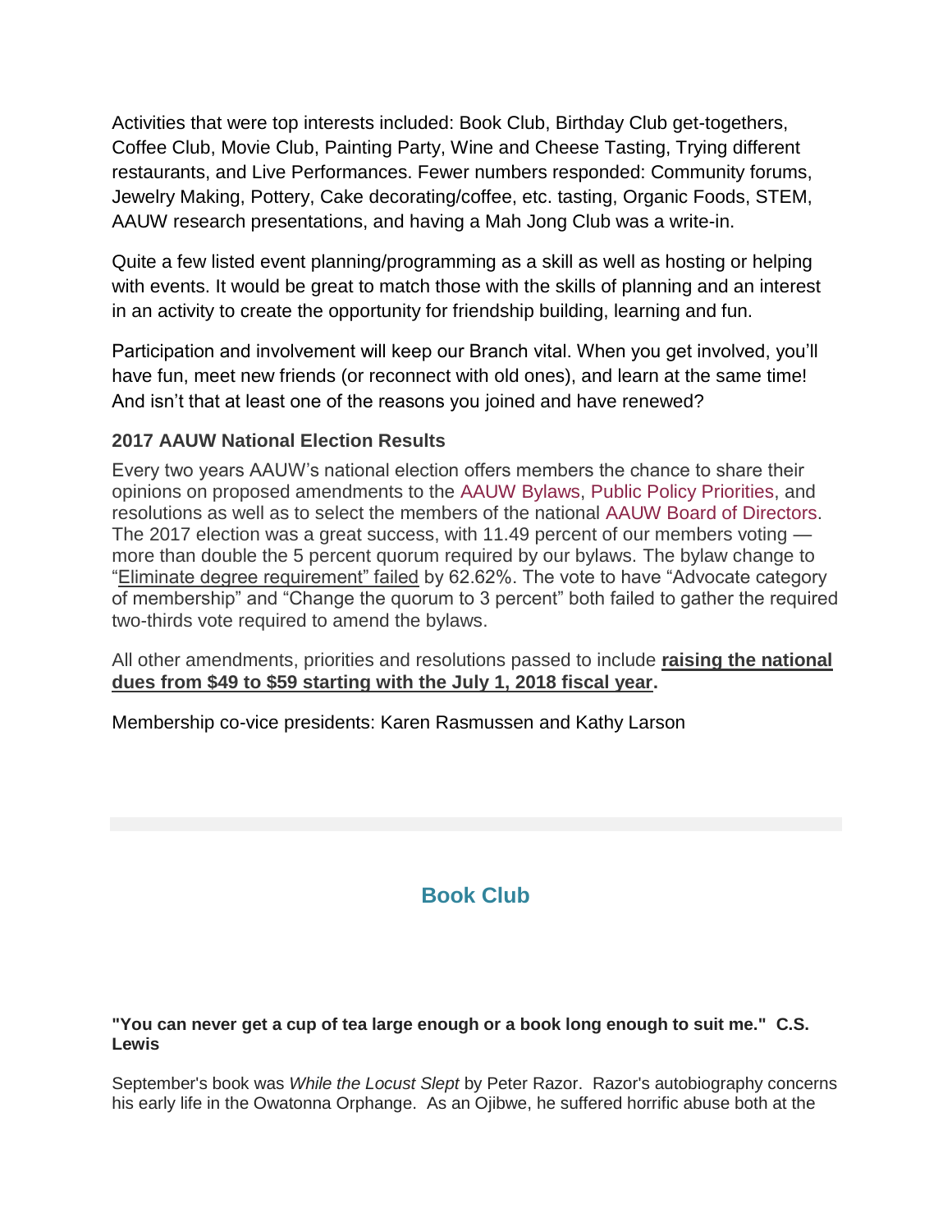Activities that were top interests included: Book Club, Birthday Club get-togethers, Coffee Club, Movie Club, Painting Party, Wine and Cheese Tasting, Trying different restaurants, and Live Performances. Fewer numbers responded: Community forums, Jewelry Making, Pottery, Cake decorating/coffee, etc. tasting, Organic Foods, STEM, AAUW research presentations, and having a Mah Jong Club was a write-in.

Quite a few listed event planning/programming as a skill as well as hosting or helping with events. It would be great to match those with the skills of planning and an interest in an activity to create the opportunity for friendship building, learning and fun.

Participation and involvement will keep our Branch vital. When you get involved, you'll have fun, meet new friends (or reconnect with old ones), and learn at the same time! And isn't that at least one of the reasons you joined and have renewed?

### 2017 AAUW National Election Results

Every two years AAUW's national election offers members the chance to share their opinions on proposed amendments to the AAUW Bylaws, Public Policy Priorities, and resolutions as well as to select the members of the national AAUW Board of Directors. The 2017 election was a great success, with 11.49 percent of our members voting — more than double the 5 percent quorum required by our bylaws. The bylaw change to "Eliminate degree requirement" failed by 62.62%. The vote to have "Advocate category of membership" and "Change the quorum to 3 percent" both failed to gather the required two-thirds vote required to amend the bylaws.

All other amendments, priorities and resolutions passed to include **raising the national dues from $49 to $59 starting with the July 1, 2018 fiscal year.**

Membership co-vice presidents: Karen Rasmussen and Kathy Larson

## Book Club

**"You can never get a cup of tea large enough or a book long enough to suit me." C.S. Lewis**

September's book was *While the Locust Slept* by Peter Razor. Razor's autobiography concerns his early life in the Owatonna Orphange. As an Ojibwe, he suffered horrific abuse both at the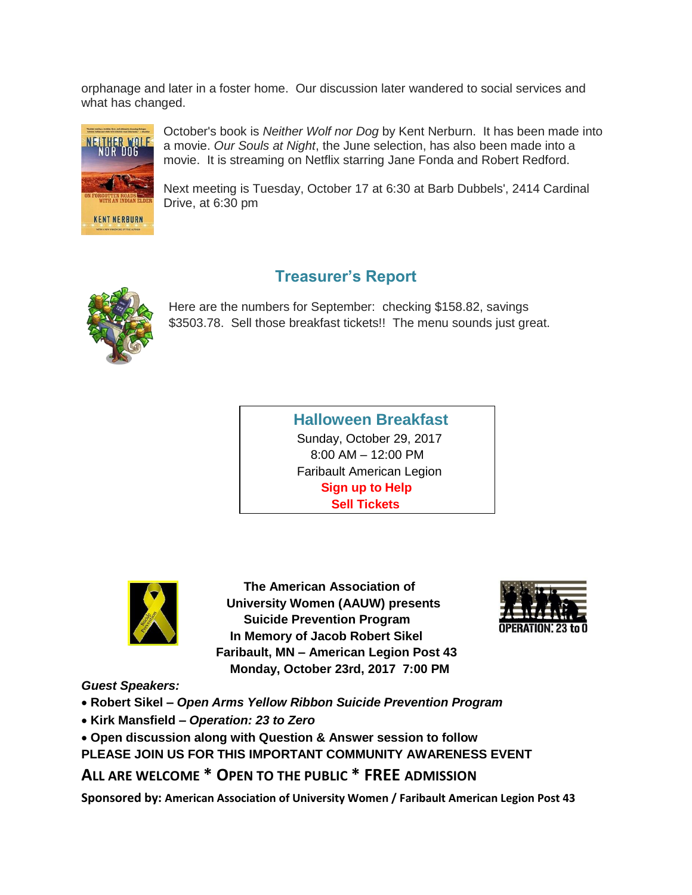orphanage and later in a foster home. Our discussion later wandered to social services and what has changed.

October's book is *Neither Wolf nor Dog* by Kent Nerburn. It has been made into a movie. *Our Souls at Night*, the June selection, has also been made into a movie. It is streaming on Netflix starring Jane Fonda and Robert Redford.

Next meeting is Tuesday, October 17 at 6:30 at Barb Dubbels', 2414 Cardinal Drive, at 6:30 pm

## Treasurer's Report

Here are the numbers for September: checking $158.82, savings $3503.78. Sell those breakfast tickets!! The menu sounds just great.

## Halloween Breakfast

Sunday, October 29, 2017
8:00 AM – 12:00 PM
Faribault American Legion
**Sign up to Help**
**Sell Tickets**

**The American Association of University Women (AAUW) presents**
**Suicide Prevention Program**
**In Memory of Jacob Robert Sikel**
**Faribault, MN – American Legion Post 43**
**Monday, October 23rd, 2017 7:00 PM**

***Guest Speakers:***

- **Robert Sikel – *Open Arms Yellow Ribbon Suicide Prevention Program***
- **Kirk Mansfield – *Operation: 23 to Zero***
- **Open discussion along with Question & Answer session to follow**

**PLEASE JOIN US FOR THIS IMPORTANT COMMUNITY AWARENESS EVENT**

**ALL ARE WELCOME * OPEN TO THE PUBLIC * FREE ADMISSION**

**Sponsored by: American Association of University Women / Faribault American Legion Post 43**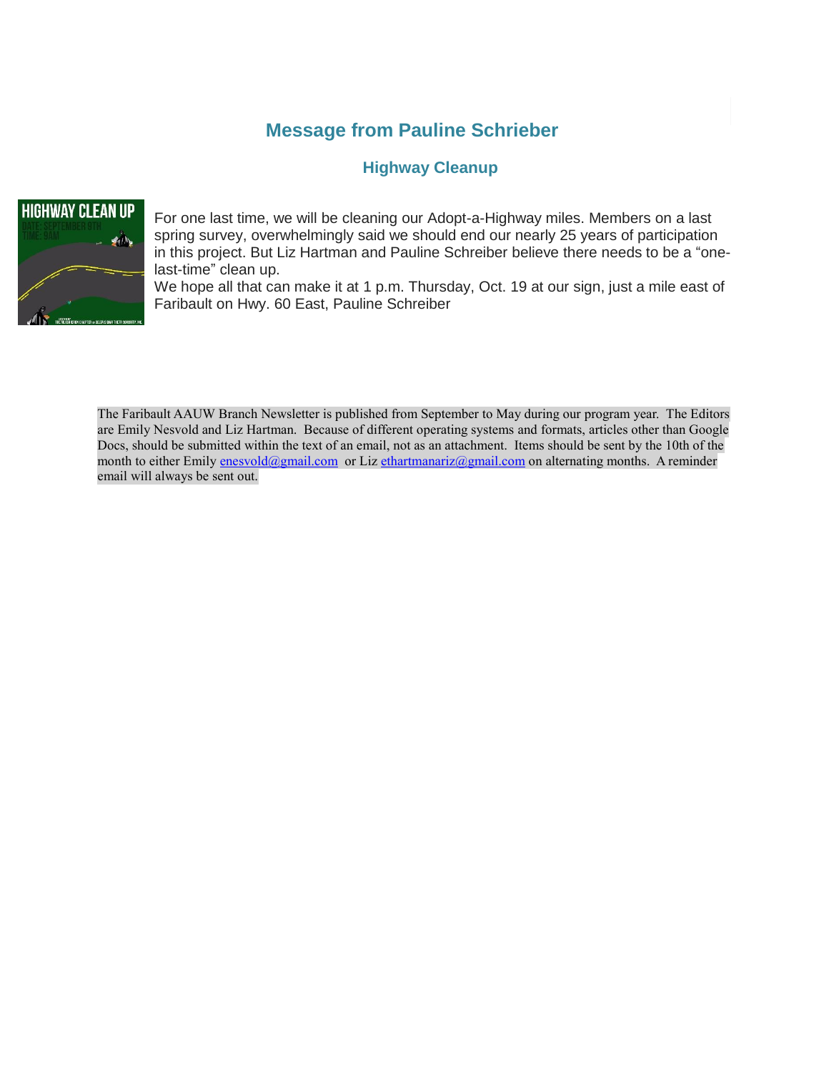## Message from Pauline Schrieber

### Highway Cleanup

For one last time, we will be cleaning our Adopt-a-Highway miles. Members on a last spring survey, overwhelmingly said we should end our nearly 25 years of participation in this project. But Liz Hartman and Pauline Schreiber believe there needs to be a “one-last-time” clean up.

We hope all that can make it at 1 p.m. Thursday, Oct. 19 at our sign, just a mile east of Faribault on Hwy. 60 East, Pauline Schreiber

The Faribault AAUW Branch Newsletter is published from September to May during our program year. The Editors are Emily Nesvold and Liz Hartman. Because of different operating systems and formats, articles other than Google Docs, should be submitted within the text of an email, not as an attachment. Items should be sent by the 10th of the month to either Emily enesvold@gmail.com or Liz ethartmanariz@gmail.com on alternating months. A reminder email will always be sent out.